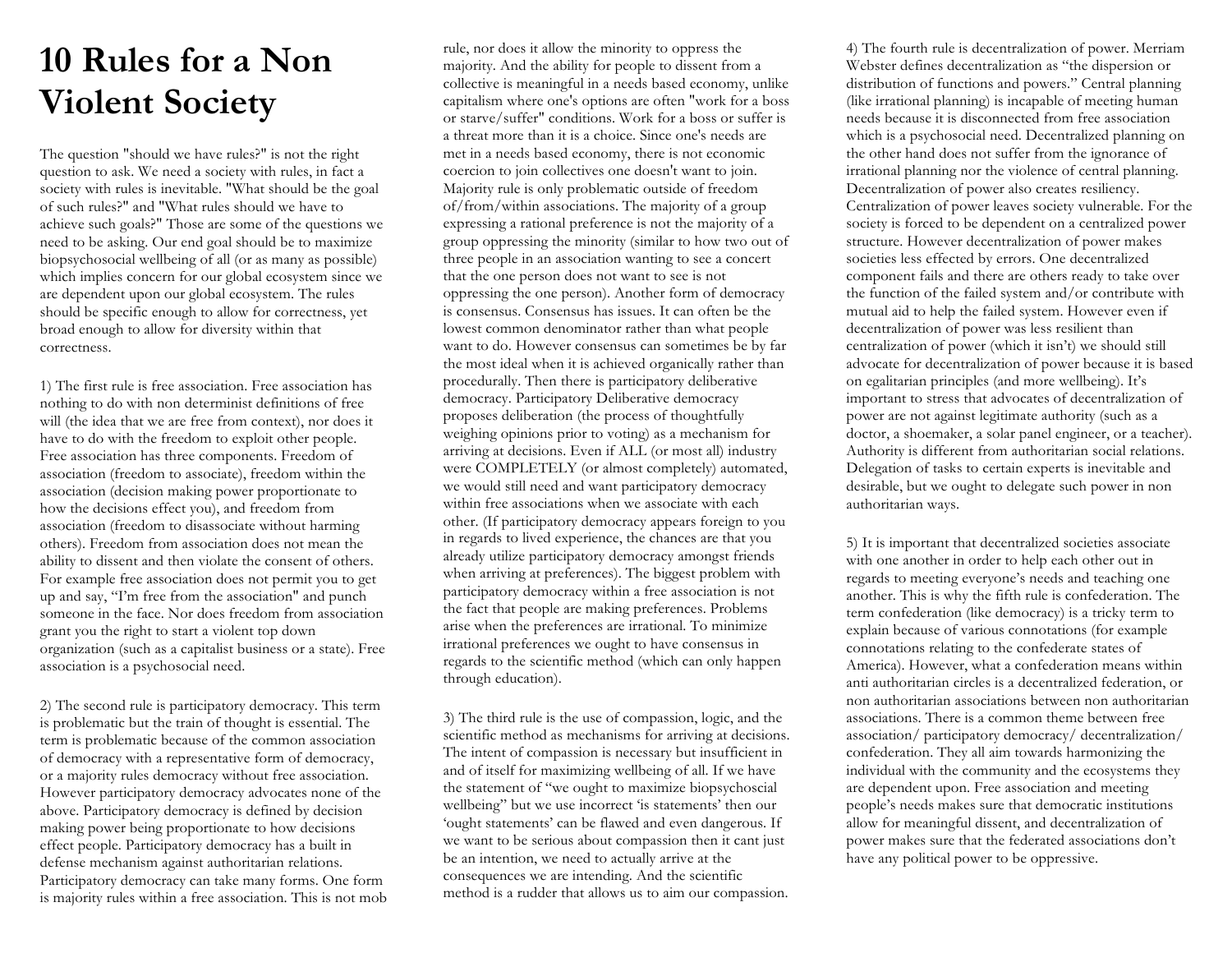# 10 Rules for a Non Violent Society

The question "should we have rules?" is not the right question to ask. We need a society with rules, in fact a society with rules is inevitable. "What should be the goal of such rules?" and "What rules should we have to achieve such goals?" Those are some of the questions we need to be asking. Our end goal should be to maximize biopsychosocial wellbeing of all (or as many as possible) which implies concern for our global ecosystem since we are dependent upon our global ecosystem. The rules should be specific enough to allow for correctness, yet broad enough to allow for diversity within that correctness.

1) The first rule is free association. Free association has nothing to do with non determinist definitions of free will (the idea that we are free from context), nor does it have to do with the freedom to exploit other people. Free association has three components. Freedom of association (freedom to associate), freedom within the association (decision making power proportionate to how the decisions effect you), and freedom from association (freedom to disassociate without harming others). Freedom from association does not mean the ability to dissent and then violate the consent of others. For example free association does not permit you to get up and say, "I'm free from the association" and punch someone in the face. Nor does freedom from association grant you the right to start a violent top down organization (such as a capitalist business or a state). Free association is a psychosocial need.

2) The second rule is participatory democracy. This term is problematic but the train of thought is essential. The term is problematic because of the common association of democracy with a representative form of democracy, or a majority rules democracy without free association. However participatory democracy advocates none of the above. Participatory democracy is defined by decision making power being proportionate to how decisions effect people. Participatory democracy has a built in defense mechanism against authoritarian relations. Participatory democracy can take many forms. One form is majority rules within a free association. This is not mob rule, nor does it allow the minority to oppress the majority. And the ability for people to dissent from a collective is meaningful in a needs based economy, unlike capitalism where one's options are often "work for a boss or starve/suffer" conditions. Work for a boss or suffer is a threat more than it is a choice. Since one's needs are met in a needs based economy, there is not economic coercion to join collectives one doesn't want to join. Majority rule is only problematic outside of freedom of/from/within associations. The majority of a group expressing a rational preference is not the majority of a group oppressing the minority (similar to how two out of three people in an association wanting to see a concert that the one person does not want to see is not oppressing the one person). Another form of democracy is consensus. Consensus has issues. It can often be the lowest common denominator rather than what people want to do. However consensus can sometimes be by far the most ideal when it is achieved organically rather than procedurally. Then there is participatory deliberative democracy. Participatory Deliberative democracy proposes deliberation (the process of thoughtfully weighing opinions prior to voting) as a mechanism for arriving at decisions. Even if ALL (or most all) industry were COMPLETELY (or almost completely) automated, we would still need and want participatory democracy within free associations when we associate with each other. (If participatory democracy appears foreign to you in regards to lived experience, the chances are that you already utilize participatory democracy amongst friends when arriving at preferences). The biggest problem with participatory democracy within a free association is not the fact that people are making preferences. Problems arise when the preferences are irrational. To minimize irrational preferences we ought to have consensus in regards to the scientific method (which can only happen through education).

3) The third rule is the use of compassion, logic, and the scientific method as mechanisms for arriving at decisions. The intent of compassion is necessary but insufficient in and of itself for maximizing wellbeing of all. If we have the statement of "we ought to maximize biopsychoscial wellbeing" but we use incorrect 'is statements' then our 'ought statements' can be flawed and even dangerous. If we want to be serious about compassion then it cant just be an intention, we need to actually arrive at the consequences we are intending. And the scientific method is a rudder that allows us to aim our compassion.

4) The fourth rule is decentralization of power. Merriam Webster defines decentralization as "the dispersion or distribution of functions and powers." Central planning (like irrational planning) is incapable of meeting human needs because it is disconnected from free association which is a psychosocial need. Decentralized planning on the other hand does not suffer from the ignorance of irrational planning nor the violence of central planning. Decentralization of power also creates resiliency. Centralization of power leaves society vulnerable. For the society is forced to be dependent on a centralized power structure. However decentralization of power makes societies less effected by errors. One decentralized component fails and there are others ready to take over the function of the failed system and/or contribute with mutual aid to help the failed system. However even if decentralization of power was less resilient than centralization of power (which it isn't) we should still advocate for decentralization of power because it is based on egalitarian principles (and more wellbeing). It's important to stress that advocates of decentralization of power are not against legitimate authority (such as a doctor, a shoemaker, a solar panel engineer, or a teacher). Authority is different from authoritarian social relations. Delegation of tasks to certain experts is inevitable and desirable, but we ought to delegate such power in non authoritarian ways.

5) It is important that decentralized societies associate with one another in order to help each other out in regards to meeting everyone's needs and teaching one another. This is why the fifth rule is confederation. The term confederation (like democracy) is a tricky term to explain because of various connotations (for example connotations relating to the confederate states of America). However, what a confederation means within anti authoritarian circles is a decentralized federation, or non authoritarian associations between non authoritarian associations. There is a common theme between free association/ participatory democracy/ decentralization/ confederation. They all aim towards harmonizing the individual with the community and the ecosystems they are dependent upon. Free association and meeting people's needs makes sure that democratic institutions allow for meaningful dissent, and decentralization of power makes sure that the federated associations don't have any political power to be oppressive.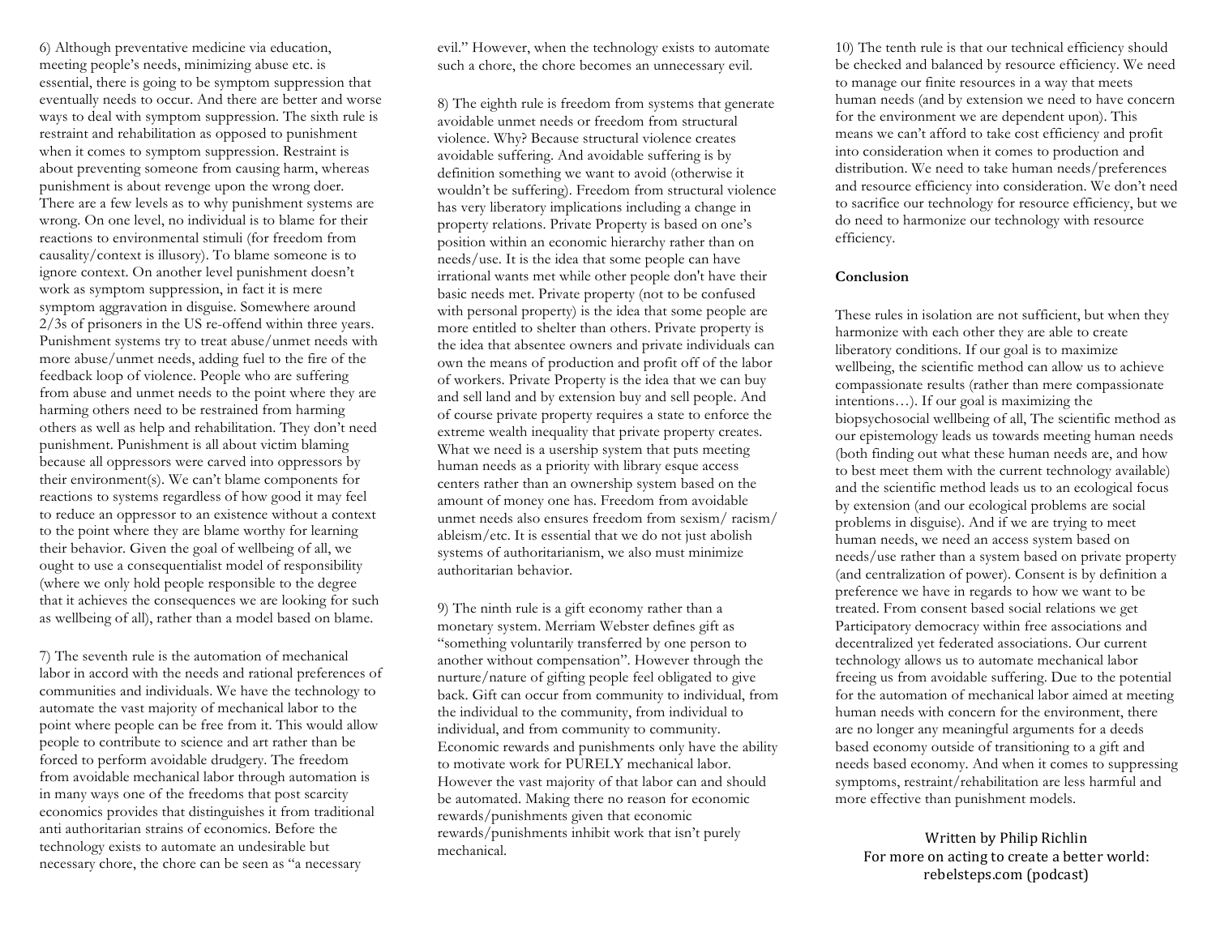6) Although preventative medicine via education, meeting people's needs, minimizing abuse etc. is essential, there is going to be symptom suppression that eventually needs to occur. And there are better and worse ways to deal with symptom suppression. The sixth rule is restraint and rehabilitation as opposed to punishment when it comes to symptom suppression. Restraint is about preventing someone from causing harm, whereas punishment is about revenge upon the wrong doer. There are a few levels as to why punishment systems are wrong. On one level, no individual is to blame for their reactions to environmental stimuli (for freedom from causality/context is illusory). To blame someone is to ignore context. On another level punishment doesn't work as symptom suppression, in fact it is mere symptom aggravation in disguise. Somewhere around 2/3s of prisoners in the US re-offend within three years. Punishment systems try to treat abuse/unmet needs with more abuse/unmet needs, adding fuel to the fire of the feedback loop of violence. People who are suffering from abuse and unmet needs to the point where they are harming others need to be restrained from harming others as well as help and rehabilitation. They don't need punishment. Punishment is all about victim blaming because all oppressors were carved into oppressors by their environment(s). We can't blame components for reactions to systems regardless of how good it may feel to reduce an oppressor to an existence without a context to the point where they are blame worthy for learning their behavior. Given the goal of wellbeing of all, we ought to use a consequentialist model of responsibility (where we only hold people responsible to the degree that it achieves the consequences we are looking for such as wellbeing of all), rather than a model based on blame.

7) The seventh rule is the automation of mechanical labor in accord with the needs and rational preferences of communities and individuals. We have the technology to automate the vast majority of mechanical labor to the point where people can be free from it. This would allow people to contribute to science and art rather than be forced to perform avoidable drudgery. The freedom from avoidable mechanical labor through automation is in many ways one of the freedoms that post scarcity economics provides that distinguishes it from traditional anti authoritarian strains of economics. Before the technology exists to automate an undesirable but necessary chore, the chore can be seen as "a necessary evil." However, when the technology exists to automate such a chore, the chore becomes an unnecessary evil.

8) The eighth rule is freedom from systems that generate avoidable unmet needs or freedom from structural violence. Why? Because structural violence creates avoidable suffering. And avoidable suffering is by definition something we want to avoid (otherwise it wouldn't be suffering). Freedom from structural violence has very liberatory implications including a change in property relations. Private Property is based on one's position within an economic hierarchy rather than on needs/use. It is the idea that some people can have irrational wants met while other people don't have their basic needs met. Private property (not to be confused with personal property) is the idea that some people are more entitled to shelter than others. Private property is the idea that absentee owners and private individuals can own the means of production and profit off of the labor of workers. Private Property is the idea that we can buy and sell land and by extension buy and sell people. And of course private property requires a state to enforce the extreme wealth inequality that private property creates. What we need is a usership system that puts meeting human needs as a priority with library esque access centers rather than an ownership system based on the amount of money one has. Freedom from avoidable unmet needs also ensures freedom from sexism/ racism/ ableism/etc. It is essential that we do not just abolish systems of authoritarianism, we also must minimize authoritarian behavior.

9) The ninth rule is a gift economy rather than a monetary system. Merriam Webster defines gift as "something voluntarily transferred by one person to another without compensation". However through the nurture/nature of gifting people feel obligated to give back. Gift can occur from community to individual, from the individual to the community, from individual to individual, and from community to community. Economic rewards and punishments only have the ability to motivate work for PURELY mechanical labor. However the vast majority of that labor can and should be automated. Making there no reason for economic rewards/punishments given that economic rewards/punishments inhibit work that isn't purely mechanical.

10) The tenth rule is that our technical efficiency should be checked and balanced by resource efficiency. We need to manage our finite resources in a way that meets human needs (and by extension we need to have concern for the environment we are dependent upon). This means we can't afford to take cost efficiency and profit into consideration when it comes to production and distribution. We need to take human needs/preferences and resource efficiency into consideration. We don't need to sacrifice our technology for resource efficiency, but we do need to harmonize our technology with resource efficiency.

**Conclusion**

These rules in isolation are not sufficient, but when they harmonize with each other they are able to create liberatory conditions. If our goal is to maximize wellbeing, the scientific method can allow us to achieve compassionate results (rather than mere compassionate intentions…). If our goal is maximizing the biopsychosocial wellbeing of all, The scientific method as our epistemology leads us towards meeting human needs (both finding out what these human needs are, and how to best meet them with the current technology available) and the scientific method leads us to an ecological focus by extension (and our ecological problems are social problems in disguise). And if we are trying to meet human needs, we need an access system based on needs/use rather than a system based on private property (and centralization of power). Consent is by definition a preference we have in regards to how we want to be treated. From consent based social relations we get Participatory democracy within free associations and decentralized yet federated associations. Our current technology allows us to automate mechanical labor freeing us from avoidable suffering. Due to the potential for the automation of mechanical labor aimed at meeting human needs with concern for the environment, there are no longer any meaningful arguments for a deeds based economy outside of transitioning to a gift and needs based economy. And when it comes to suppressing symptoms, restraint/rehabilitation are less harmful and more effective than punishment models.

Written by Philip Richlin
For more on acting to create a better world:
rebelsteps.com (podcast)